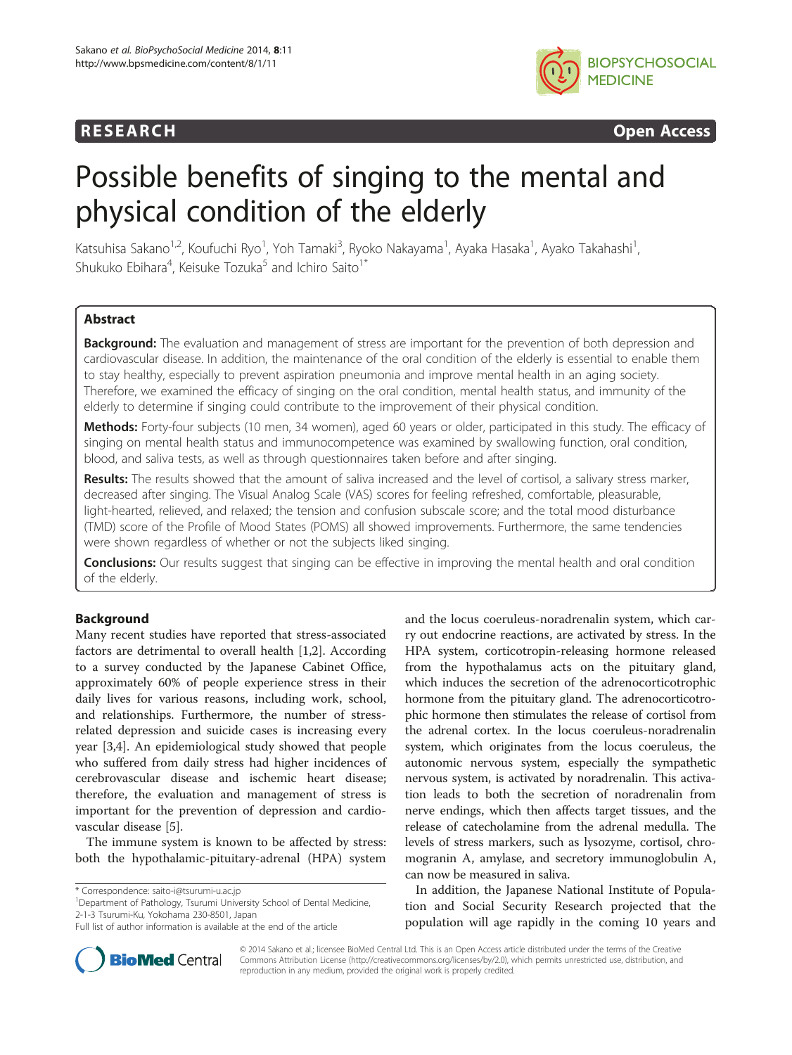RESEARCH **Open Access**

# Possible benefits of singing to the mental and physical condition of the elderly

Katsuhisa Sakano[1,2], Koufuchi Ryo[1], Yoh Tamaki[3], Ryoko Nakayama[1], Ayaka Hasaka[1], Ayako Takahashi[1], Shukuko Ebihara[4], Keisuke Tozuka[5] and Ichiro Saito[1*]

## Abstract

**Background:** The evaluation and management of stress are important for the prevention of both depression and cardiovascular disease. In addition, the maintenance of the oral condition of the elderly is essential to enable them to stay healthy, especially to prevent aspiration pneumonia and improve mental health in an aging society. Therefore, we examined the efficacy of singing on the oral condition, mental health status, and immunity of the elderly to determine if singing could contribute to the improvement of their physical condition.

**Methods:** Forty-four subjects (10 men, 34 women), aged 60 years or older, participated in this study. The efficacy of singing on mental health status and immunocompetence was examined by swallowing function, oral condition, blood, and saliva tests, as well as through questionnaires taken before and after singing.

**Results:** The results showed that the amount of saliva increased and the level of cortisol, a salivary stress marker, decreased after singing. The Visual Analog Scale (VAS) scores for feeling refreshed, comfortable, pleasurable, light-hearted, relieved, and relaxed; the tension and confusion subscale score; and the total mood disturbance (TMD) score of the Profile of Mood States (POMS) all showed improvements. Furthermore, the same tendencies were shown regardless of whether or not the subjects liked singing.

**Conclusions:** Our results suggest that singing can be effective in improving the mental health and oral condition of the elderly.

## Background

Many recent studies have reported that stress-associated factors are detrimental to overall health [1,2]. According to a survey conducted by the Japanese Cabinet Office, approximately 60% of people experience stress in their daily lives for various reasons, including work, school, and relationships. Furthermore, the number of stress-related depression and suicide cases is increasing every year [3,4]. An epidemiological study showed that people who suffered from daily stress had higher incidences of cerebrovascular disease and ischemic heart disease; therefore, the evaluation and management of stress is important for the prevention of depression and cardiovascular disease [5].

The immune system is known to be affected by stress: both the hypothalamic-pituitary-adrenal (HPA) system and the locus coeruleus-noradrenalin system, which carry out endocrine reactions, are activated by stress. In the HPA system, corticotropin-releasing hormone released from the hypothalamus acts on the pituitary gland, which induces the secretion of the adrenocorticotrophic hormone from the pituitary gland. The adrenocorticotrophic hormone then stimulates the release of cortisol from the adrenal cortex. In the locus coeruleus-noradrenalin system, which originates from the locus coeruleus, the autonomic nervous system, especially the sympathetic nervous system, is activated by noradrenalin. This activation leads to both the secretion of noradrenalin from nerve endings, which then affects target tissues, and the release of catecholamine from the adrenal medulla. The levels of stress markers, such as lysozyme, cortisol, chromogranin A, amylase, and secretory immunoglobulin A, can now be measured in saliva.

In addition, the Japanese National Institute of Population and Social Security Research projected that the population will age rapidly in the coming 10 years and

\* Correspondence: saito-i@tsurumi-u.ac.jp
[1]Department of Pathology, Tsurumi University School of Dental Medicine, 2-1-3 Tsurumi-Ku, Yokohama 230-8501, Japan
Full list of author information is available at the end of the article

© 2014 Sakano et al.; licensee BioMed Central Ltd. This is an Open Access article distributed under the terms of the Creative Commons Attribution License (http://creativecommons.org/licenses/by/2.0), which permits unrestricted use, distribution, and reproduction in any medium, provided the original work is properly credited.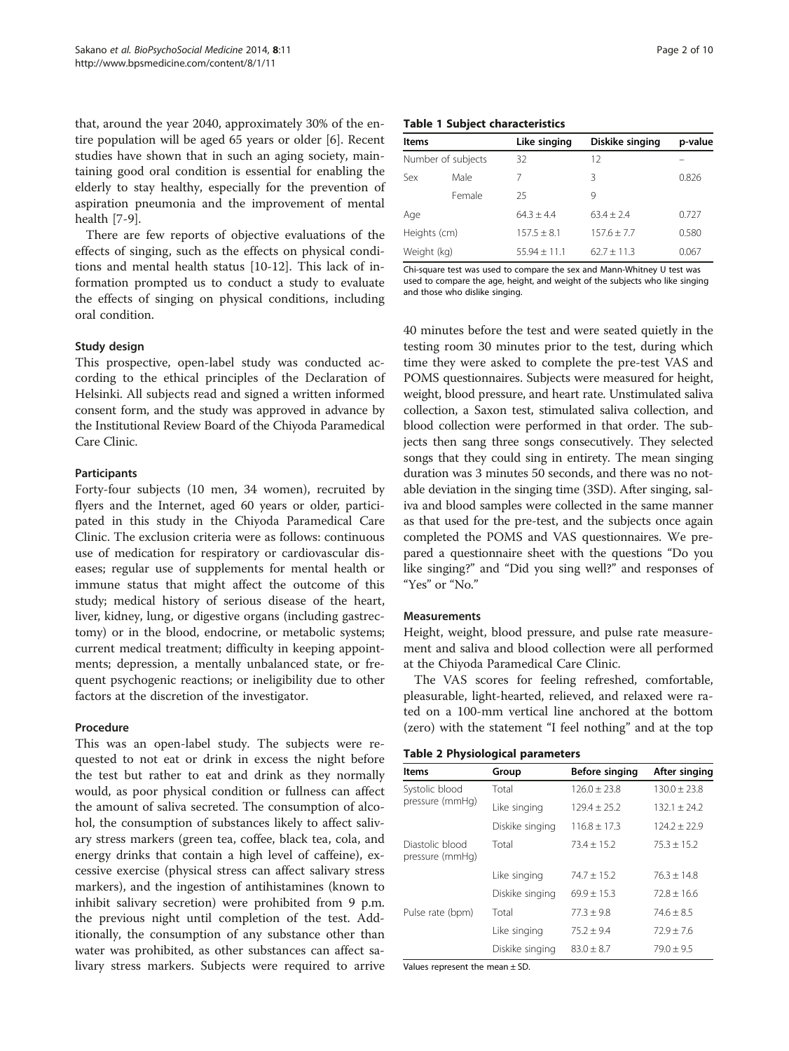that, around the year 2040, approximately 30% of the entire population will be aged 65 years or older [6]. Recent studies have shown that in such an aging society, maintaining good oral condition is essential for enabling the elderly to stay healthy, especially for the prevention of aspiration pneumonia and the improvement of mental health [7-9].

There are few reports of objective evaluations of the effects of singing, such as the effects on physical conditions and mental health status [10-12]. This lack of information prompted us to conduct a study to evaluate the effects of singing on physical conditions, including oral condition.

### Study design

This prospective, open-label study was conducted according to the ethical principles of the Declaration of Helsinki. All subjects read and signed a written informed consent form, and the study was approved in advance by the Institutional Review Board of the Chiyoda Paramedical Care Clinic.

### Participants

Forty-four subjects (10 men, 34 women), recruited by flyers and the Internet, aged 60 years or older, participated in this study in the Chiyoda Paramedical Care Clinic. The exclusion criteria were as follows: continuous use of medication for respiratory or cardiovascular diseases; regular use of supplements for mental health or immune status that might affect the outcome of this study; medical history of serious disease of the heart, liver, kidney, lung, or digestive organs (including gastrectomy) or in the blood, endocrine, or metabolic systems; current medical treatment; difficulty in keeping appointments; depression, a mentally unbalanced state, or frequent psychogenic reactions; or ineligibility due to other factors at the discretion of the investigator.

### Procedure

This was an open-label study. The subjects were requested to not eat or drink in excess the night before the test but rather to eat and drink as they normally would, as poor physical condition or fullness can affect the amount of saliva secreted. The consumption of alcohol, the consumption of substances likely to affect salivary stress markers (green tea, coffee, black tea, cola, and energy drinks that contain a high level of caffeine), excessive exercise (physical stress can affect salivary stress markers), and the ingestion of antihistamines (known to inhibit salivary secretion) were prohibited from 9 p.m. the previous night until completion of the test. Additionally, the consumption of any substance other than water was prohibited, as other substances can affect salivary stress markers. Subjects were required to arrive 40 minutes before the test and were seated quietly in the testing room 30 minutes prior to the test, during which time they were asked to complete the pre-test VAS and POMS questionnaires. Subjects were measured for height, weight, blood pressure, and heart rate. Unstimulated saliva collection, a Saxon test, stimulated saliva collection, and blood collection were performed in that order. The subjects then sang three songs consecutively. They selected songs that they could sing in entirety. The mean singing duration was 3 minutes 50 seconds, and there was no notable deviation in the singing time (3SD). After singing, saliva and blood samples were collected in the same manner as that used for the pre-test, and the subjects once again completed the POMS and VAS questionnaires. We prepared a questionnaire sheet with the questions "Do you like singing?" and "Did you sing well?" and responses of "Yes" or "No."

**Table 1 Subject characteristics**

| Items | | Like singing | Diskike singing | p-value |
|---|---|---|---|---|
| Number of subjects | | 32 | 12 | – |
| Sex | Male | 7 | 3 | 0.826 |
| | Female | 25 | 9 | |
| Age | | 64.3 ± 4.4 | 63.4 ± 2.4 | 0.727 |
| Heights (cm) | | 157.5 ± 8.1 | 157.6 ± 7.7 | 0.580 |
| Weight (kg) | | 55.94 ± 11.1 | 62.7 ± 11.3 | 0.067 |

Chi-square test was used to compare the sex and Mann-Whitney U test was used to compare the age, height, and weight of the subjects who like singing and those who dislike singing.

### Measurements

Height, weight, blood pressure, and pulse rate measurement and saliva and blood collection were all performed at the Chiyoda Paramedical Care Clinic.

The VAS scores for feeling refreshed, comfortable, pleasurable, light-hearted, relieved, and relaxed were rated on a 100-mm vertical line anchored at the bottom (zero) with the statement "I feel nothing" and at the top

**Table 2 Physiological parameters**

| Items | Group | Before singing | After singing |
|---|---|---|---|
| Systolic blood pressure (mmHg) | Total | 126.0 ± 23.8 | 130.0 ± 23.8 |
| | Like singing | 129.4 ± 25.2 | 132.1 ± 24.2 |
| | Diskike singing | 116.8 ± 17.3 | 124.2 ± 22.9 |
| Diastolic blood pressure (mmHg) | Total | 73.4 ± 15.2 | 75.3 ± 15.2 |
| | Like singing | 74.7 ± 15.2 | 76.3 ± 14.8 |
| | Diskike singing | 69.9 ± 15.3 | 72.8 ± 16.6 |
| Pulse rate (bpm) | Total | 77.3 ± 9.8 | 74.6 ± 8.5 |
| | Like singing | 75.2 ± 9.4 | 72.9 ± 7.6 |
| | Diskike singing | 83.0 ± 8.7 | 79.0 ± 9.5 |

Values represent the mean ± SD.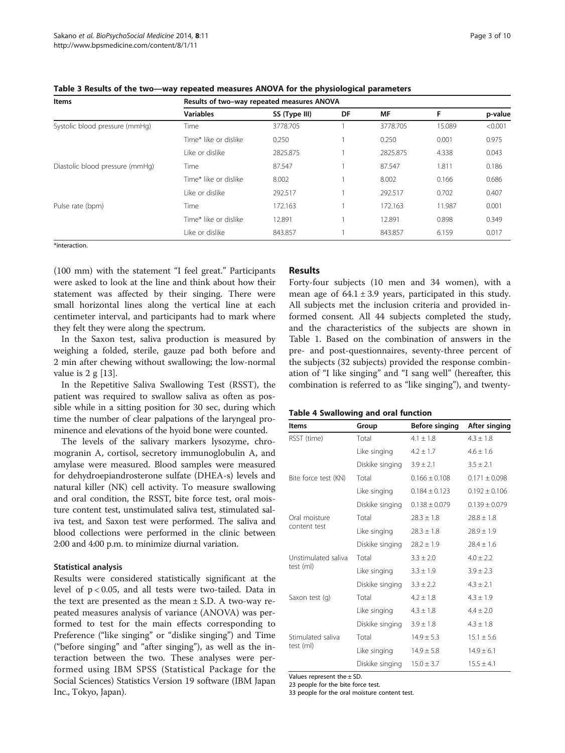**Table 3 Results of the two—way repeated measures ANOVA for the physiological parameters**

| Items | Results of two–way repeated measures ANOVA | | | | | |
|---|---|---|---|---|---|---|
| | Variables | SS (Type III) | DF | MF | F | p-value |
| Systolic blood pressure (mmHg) | Time | 3778.705 | 1 | 3778.705 | 15.089 | <0.001 |
| | Time* like or dislike | 0.250 | 1 | 0.250 | 0.001 | 0.975 |
| | Like or dislike | 2825.875 | 1 | 2825.875 | 4.338 | 0.043 |
| Diastolic blood pressure (mmHg) | Time | 87.547 | 1 | 87.547 | 1.811 | 0.186 |
| | Time* like or dislike | 8.002 | 1 | 8.002 | 0.166 | 0.686 |
| | Like or dislike | 292.517 | 1 | 292.517 | 0.702 | 0.407 |
| Pulse rate (bpm) | Time | 172.163 | 1 | 172.163 | 11.987 | 0.001 |
| | Time* like or dislike | 12.891 | 1 | 12.891 | 0.898 | 0.349 |
| | Like or dislike | 843.857 | 1 | 843.857 | 6.159 | 0.017 |

*interaction.

(100 mm) with the statement "I feel great." Participants were asked to look at the line and think about how their statement was affected by their singing. There were small horizontal lines along the vertical line at each centimeter interval, and participants had to mark where they felt they were along the spectrum.

In the Saxon test, saliva production is measured by weighing a folded, sterile, gauze pad both before and 2 min after chewing without swallowing; the low-normal value is 2 g [13].

In the Repetitive Saliva Swallowing Test (RSST), the patient was required to swallow saliva as often as possible while in a sitting position for 30 sec, during which time the number of clear palpations of the laryngeal prominence and elevations of the hyoid bone were counted.

The levels of the salivary markers lysozyme, chromogranin A, cortisol, secretory immunoglobulin A, and amylase were measured. Blood samples were measured for dehydroepiandrosterone sulfate (DHEA-s) levels and natural killer (NK) cell activity. To measure swallowing and oral condition, the RSST, bite force test, oral moisture content test, unstimulated saliva test, stimulated saliva test, and Saxon test were performed. The saliva and blood collections were performed in the clinic between 2:00 and 4:00 p.m. to minimize diurnal variation.

### Statistical analysis

Results were considered statistically significant at the level of $p < 0.05$, and all tests were two-tailed. Data in the text are presented as the mean ± S.D. A two-way repeated measures analysis of variance (ANOVA) was performed to test for the main effects corresponding to Preference ("like singing" or "dislike singing") and Time ("before singing" and "after singing"), as well as the interaction between the two. These analyses were performed using IBM SPSS (Statistical Package for the Social Sciences) Statistics Version 19 software (IBM Japan Inc., Tokyo, Japan).

## Results

Forty-four subjects (10 men and 34 women), with a mean age of 64.1 ± 3.9 years, participated in this study. All subjects met the inclusion criteria and provided informed consent. All 44 subjects completed the study, and the characteristics of the subjects are shown in Table 1. Based on the combination of answers in the pre- and post-questionnaires, seventy-three percent of the subjects (32 subjects) provided the response combination of "I like singing" and "I sang well" (hereafter, this combination is referred to as "like singing"), and twenty-

**Table 4 Swallowing and oral function**

| Items | Group | Before singing | After singing |
|---|---|---|---|
| RSST (time) | Total | 4.1 ± 1.8 | 4.3 ± 1.8 |
| | Like singing | 4.2 ± 1.7 | 4.6 ± 1.6 |
| | Diskike singing | 3.9 ± 2.1 | 3.5 ± 2.1 |
| Bite force test (KN) | Total | 0.166 ± 0.108 | 0.171 ± 0.098 |
| | Like singing | 0.184 ± 0.123 | 0.192 ± 0.106 |
| | Diskike singing | 0.138 ± 0.079 | 0.139 ± 0.079 |
| Oral moisture content test | Total | 28.3 ± 1.8 | 28.8 ± 1.8 |
| | Like singing | 28.3 ± 1.8 | 28.9 ± 1.9 |
| | Diskike singing | 28.2 ± 1.9 | 28.4 ± 1.6 |
| Unstimulated saliva test (ml) | Total | 3.3 ± 2.0 | 4.0 ± 2.2 |
| | Like singing | 3.3 ± 1.9 | 3.9 ± 2.3 |
| | Diskike singing | 3.3 ± 2.2 | 4.3 ± 2.1 |
| Saxon test (g) | Total | 4.2 ± 1.8 | 4.3 ± 1.9 |
| | Like singing | 4.3 ± 1.8 | 4.4 ± 2.0 |
| | Diskike singing | 3.9 ± 1.8 | 4.3 ± 1.8 |
| Stimulated saliva test (ml) | Total | 14.9 ± 5.3 | 15.1 ± 5.6 |
| | Like singing | 14.9 ± 5.8 | 14.9 ± 6.1 |
| | Diskike singing | 15.0 ± 3.7 | 15.5 ± 4.1 |

Values represent the ± SD.
23 people for the bite force test.
33 people for the oral moisture content test.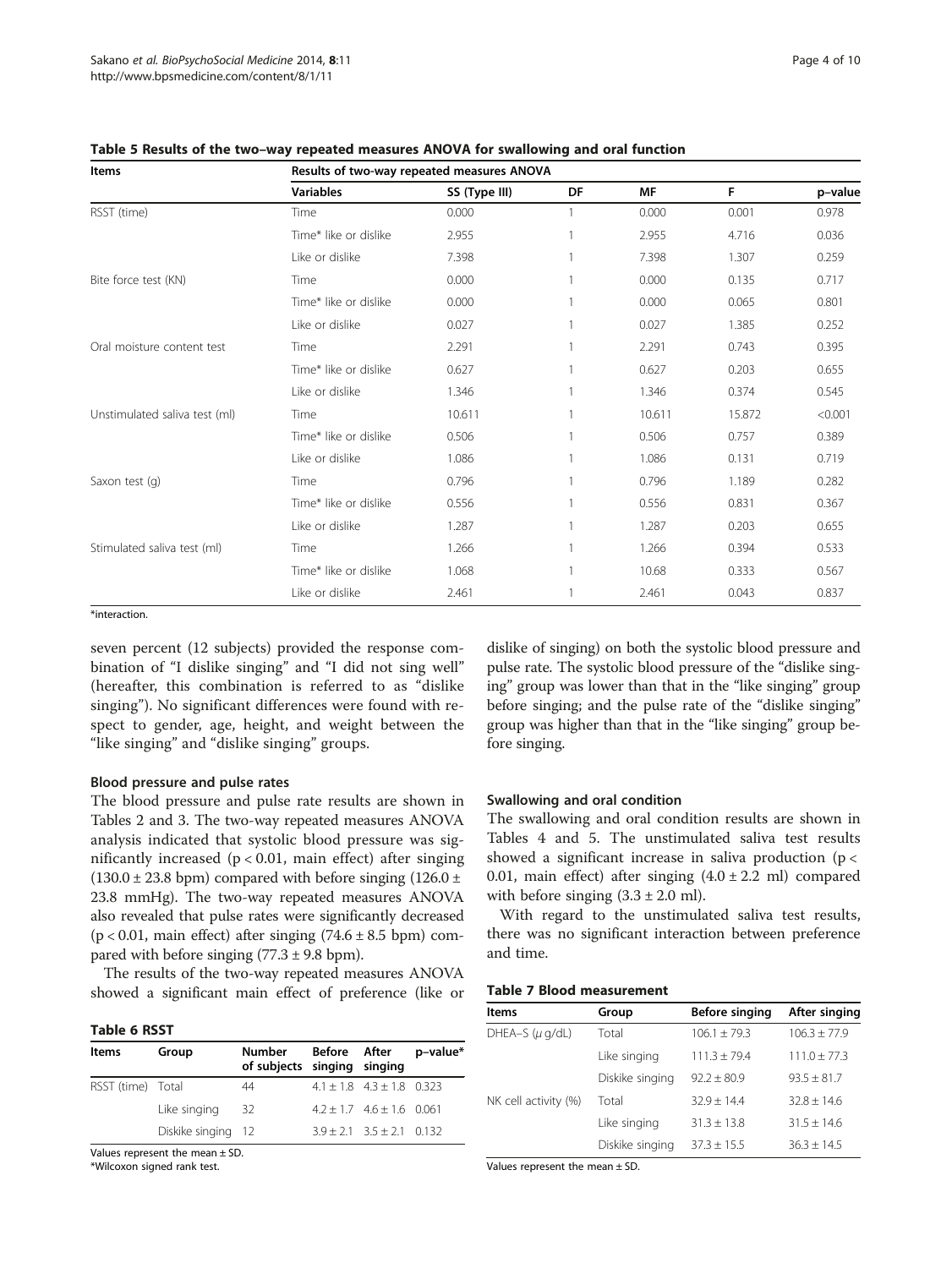**Table 5 Results of the two–way repeated measures ANOVA for swallowing and oral function**

| Items | Results of two-way repeated measures ANOVA | | | | | |
|---|---|---|---|---|---|---|
| | Variables | SS (Type III) | DF | MF | F | p–value |
| RSST (time) | Time | 0.000 | 1 | 0.000 | 0.001 | 0.978 |
| | Time* like or dislike | 2.955 | 1 | 2.955 | 4.716 | 0.036 |
| | Like or dislike | 7.398 | 1 | 7.398 | 1.307 | 0.259 |
| Bite force test (KN) | Time | 0.000 | 1 | 0.000 | 0.135 | 0.717 |
| | Time* like or dislike | 0.000 | 1 | 0.000 | 0.065 | 0.801 |
| | Like or dislike | 0.027 | 1 | 0.027 | 1.385 | 0.252 |
| Oral moisture content test | Time | 2.291 | 1 | 2.291 | 0.743 | 0.395 |
| | Time* like or dislike | 0.627 | 1 | 0.627 | 0.203 | 0.655 |
| | Like or dislike | 1.346 | 1 | 1.346 | 0.374 | 0.545 |
| Unstimulated saliva test (ml) | Time | 10.611 | 1 | 10.611 | 15.872 | <0.001 |
| | Time* like or dislike | 0.506 | 1 | 0.506 | 0.757 | 0.389 |
| | Like or dislike | 1.086 | 1 | 1.086 | 0.131 | 0.719 |
| Saxon test (g) | Time | 0.796 | 1 | 0.796 | 1.189 | 0.282 |
| | Time* like or dislike | 0.556 | 1 | 0.556 | 0.831 | 0.367 |
| | Like or dislike | 1.287 | 1 | 1.287 | 0.203 | 0.655 |
| Stimulated saliva test (ml) | Time | 1.266 | 1 | 1.266 | 0.394 | 0.533 |
| | Time* like or dislike | 1.068 | 1 | 10.68 | 0.333 | 0.567 |
| | Like or dislike | 2.461 | 1 | 2.461 | 0.043 | 0.837 |

*interaction.

seven percent (12 subjects) provided the response combination of "I dislike singing" and "I did not sing well" (hereafter, this combination is referred to as "dislike singing"). No significant differences were found with respect to gender, age, height, and weight between the "like singing" and "dislike singing" groups.

### Blood pressure and pulse rates

The blood pressure and pulse rate results are shown in Tables 2 and 3. The two-way repeated measures ANOVA analysis indicated that systolic blood pressure was significantly increased ($p < 0.01$, main effect) after singing (130.0 ± 23.8 bpm) compared with before singing (126.0 ± 23.8 mmHg). The two-way repeated measures ANOVA also revealed that pulse rates were significantly decreased ($p < 0.01$, main effect) after singing (74.6 ± 8.5 bpm) compared with before singing (77.3 ± 9.8 bpm).

The results of the two-way repeated measures ANOVA showed a significant main effect of preference (like or dislike of singing) on both the systolic blood pressure and pulse rate. The systolic blood pressure of the "dislike singing" group was lower than that in the "like singing" group before singing; and the pulse rate of the "dislike singing" group was higher than that in the "like singing" group before singing.

**Table 6 RSST**

| Items | Group | Number of subjects | Before singing | After singing | p–value* |
|---|---|---|---|---|---|
| RSST (time) | Total | 44 | 4.1 ± 1.8 | 4.3 ± 1.8 | 0.323 |
| | Like singing | 32 | 4.2 ± 1.7 | 4.6 ± 1.6 | 0.061 |
| | Diskike singing | 12 | 3.9 ± 2.1 | 3.5 ± 2.1 | 0.132 |

Values represent the mean ± SD.
*Wilcoxon signed rank test.

### Swallowing and oral condition

The swallowing and oral condition results are shown in Tables 4 and 5. The unstimulated saliva test results showed a significant increase in saliva production ($p < 0.01$, main effect) after singing (4.0 ± 2.2 ml) compared with before singing (3.3 ± 2.0 ml).

With regard to the unstimulated saliva test results, there was no significant interaction between preference and time.

**Table 7 Blood measurement**

| Items | Group | Before singing | After singing |
|---|---|---|---|
| DHEA–S ($\mu$ g/dL) | Total | 106.1 ± 79.3 | 106.3 ± 77.9 |
| | Like singing | 111.3 ± 79.4 | 111.0 ± 77.3 |
| | Diskike singing | 92.2 ± 80.9 | 93.5 ± 81.7 |
| NK cell activity (%) | Total | 32.9 ± 14.4 | 32.8 ± 14.6 |
| | Like singing | 31.3 ± 13.8 | 31.5 ± 14.6 |
| | Diskike singing | 37.3 ± 15.5 | 36.3 ± 14.5 |

Values represent the mean ± SD.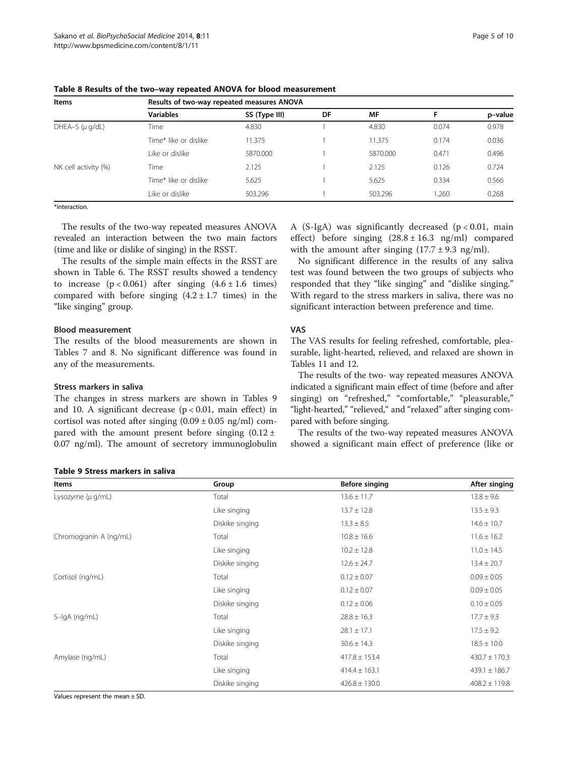**Table 8 Results of the two–way repeated ANOVA for blood measurement**

| Items | Results of two-way repeated measures ANOVA | | | | | |
|---|---|---|---|---|---|---|
| | **Variables** | **SS (Type III)** | **DF** | **MF** | **F** | **p–value** |
| DHEA–S (μ g/dL) | Time | 4.830 | 1 | 4.830 | 0.074 | 0.978 |
| | Time* like or dislike | 11.375 | 1 | 11.375 | 0.174 | 0.036 |
| | Like or dislike | 5870.000 | 1 | 5870.000 | 0.471 | 0.496 |
| NK cell activity (%) | Time | 2.125 | 1 | 2.125 | 0.126 | 0.724 |
| | Time* like or dislike | 5.625 | 1 | 5.625 | 0.334 | 0.566 |
| | Like or dislike | 503.296 | 1 | 503.296 | 1.260 | 0.268 |

*interaction.

The results of the two-way repeated measures ANOVA revealed an interaction between the two main factors (time and like or dislike of singing) in the RSST.

The results of the simple main effects in the RSST are shown in Table 6. The RSST results showed a tendency to increase ($p < 0.061$) after singing ($4.6 \pm 1.6$ times) compared with before singing ($4.2 \pm 1.7$ times) in the "like singing" group.

### Blood measurement

The results of the blood measurements are shown in Tables 7 and 8. No significant difference was found in any of the measurements.

### Stress markers in saliva

The changes in stress markers are shown in Tables 9 and 10. A significant decrease ($p < 0.01$, main effect) in cortisol was noted after singing ($0.09 \pm 0.05$ ng/ml) compared with the amount present before singing ($0.12 \pm 0.07$ ng/ml). The amount of secretory immunoglobulin A (S-IgA) was significantly decreased ($p < 0.01$, main effect) before singing ($28.8 \pm 16.3$ ng/ml) compared with the amount after singing ($17.7 \pm 9.3$ ng/ml).

No significant difference in the results of any saliva test was found between the two groups of subjects who responded that they "like singing" and "dislike singing." With regard to the stress markers in saliva, there was no significant interaction between preference and time.

### VAS

The VAS results for feeling refreshed, comfortable, pleasurable, light-hearted, relieved, and relaxed are shown in Tables 11 and 12.

The results of the two- way repeated measures ANOVA indicated a significant main effect of time (before and after singing) on "refreshed," "comfortable," "pleasurable," "light-hearted," "relieved," and "relaxed" after singing compared with before singing.

The results of the two-way repeated measures ANOVA showed a significant main effect of preference (like or

**Table 9 Stress markers in saliva**

| Items | Group | Before singing | After singing |
|---|---|---|---|
| Lysozyme (μ g/mL) | Total | 13.6 ± 11.7 | 13.8 ± 9.6 |
| | Like singing | 13.7 ± 12.8 | 13.5 ± 9.3 |
| | Diskike singing | 13.3 ± 8.5 | 14.6 ± 10.7 |
| Chromogranin A (ng/mL) | Total | 10.8 ± 16.6 | 11.6 ± 16.2 |
| | Like singing | 10.2 ± 12.8 | 11.0 ± 14.5 |
| | Diskike singing | 12.6 ± 24.7 | 13.4 ± 20.7 |
| Cortisol (ng/mL) | Total | 0.12 ± 0.07 | 0.09 ± 0.05 |
| | Like singing | 0.12 ± 0.07 | 0.09 ± 0.05 |
| | Diskike singing | 0.12 ± 0.06 | 0.10 ± 0.05 |
| S–IgA (ng/mL) | Total | 28.8 ± 16.3 | 17.7 ± 9.3 |
| | Like singing | 28.1 ± 17.1 | 17.5 ± 9.2 |
| | Diskike singing | 30.6 ± 14.3 | 18.5 ± 10.0 |
| Amylase (ng/mL) | Total | 417.8 ± 153.4 | 430.7 ± 170.3 |
| | Like singing | 414.4 ± 163.1 | 439.1 ± 186.7 |
| | Diskike singing | 426.8 ± 130.0 | 408.2 ± 119.8 |

Values represent the mean ± SD.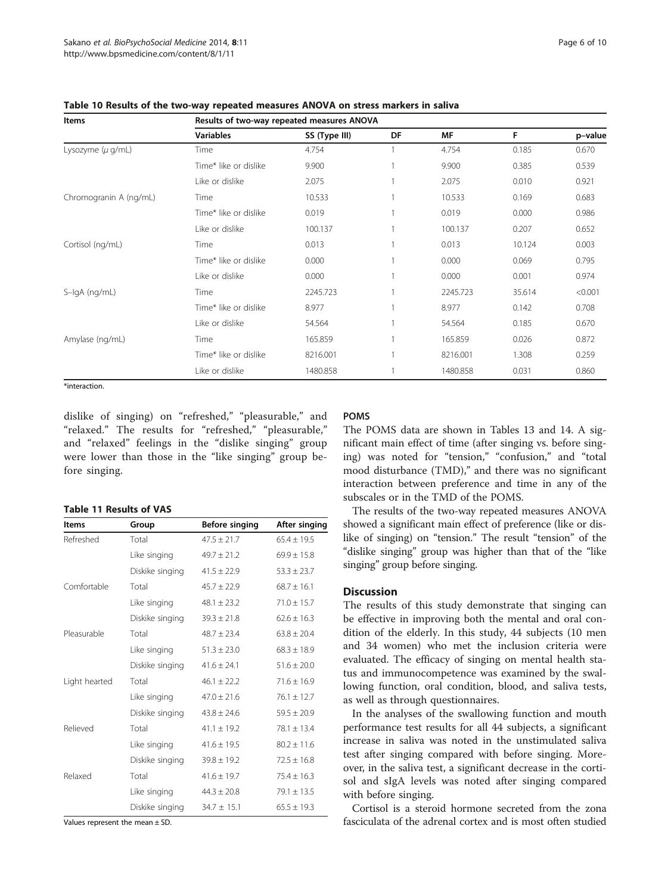**Table 10 Results of the two-way repeated measures ANOVA on stress markers in saliva**

| Items | Results of two-way repeated measures ANOVA | | | | | |
|---|---|---|---|---|---|---|
| | Variables | SS (Type III) | DF | MF | F | p–value |
| Lysozyme (μ g/mL) | Time | 4.754 | 1 | 4.754 | 0.185 | 0.670 |
| | Time* like or dislike | 9.900 | 1 | 9.900 | 0.385 | 0.539 |
| | Like or dislike | 2.075 | 1 | 2.075 | 0.010 | 0.921 |
| Chromogranin A (ng/mL) | Time | 10.533 | 1 | 10.533 | 0.169 | 0.683 |
| | Time* like or dislike | 0.019 | 1 | 0.019 | 0.000 | 0.986 |
| | Like or dislike | 100.137 | 1 | 100.137 | 0.207 | 0.652 |
| Cortisol (ng/mL) | Time | 0.013 | 1 | 0.013 | 10.124 | 0.003 |
| | Time* like or dislike | 0.000 | 1 | 0.000 | 0.069 | 0.795 |
| | Like or dislike | 0.000 | 1 | 0.000 | 0.001 | 0.974 |
| S–IgA (ng/mL) | Time | 2245.723 | 1 | 2245.723 | 35.614 | <0.001 |
| | Time* like or dislike | 8.977 | 1 | 8.977 | 0.142 | 0.708 |
| | Like or dislike | 54.564 | 1 | 54.564 | 0.185 | 0.670 |
| Amylase (ng/mL) | Time | 165.859 | 1 | 165.859 | 0.026 | 0.872 |
| | Time* like or dislike | 8216.001 | 1 | 8216.001 | 1.308 | 0.259 |
| | Like or dislike | 1480.858 | 1 | 1480.858 | 0.031 | 0.860 |

*interaction.

dislike of singing) on "refreshed," "pleasurable," and "relaxed." The results for "refreshed," "pleasurable," and "relaxed" feelings in the "dislike singing" group were lower than those in the "like singing" group before singing.

**Table 11 Results of VAS**

| Items | Group | Before singing | After singing |
|---|---|---|---|
| Refreshed | Total | 47.5 ± 21.7 | 65.4 ± 19.5 |
| | Like singing | 49.7 ± 21.2 | 69.9 ± 15.8 |
| | Diskike singing | 41.5 ± 22.9 | 53.3 ± 23.7 |
| Comfortable | Total | 45.7 ± 22.9 | 68.7 ± 16.1 |
| | Like singing | 48.1 ± 23.2 | 71.0 ± 15.7 |
| | Diskike singing | 39.3 ± 21.8 | 62.6 ± 16.3 |
| Pleasurable | Total | 48.7 ± 23.4 | 63.8 ± 20.4 |
| | Like singing | 51.3 ± 23.0 | 68.3 ± 18.9 |
| | Diskike singing | 41.6 ± 24.1 | 51.6 ± 20.0 |
| Light hearted | Total | 46.1 ± 22.2 | 71.6 ± 16.9 |
| | Like singing | 47.0 ± 21.6 | 76.1 ± 12.7 |
| | Diskike singing | 43.8 ± 24.6 | 59.5 ± 20.9 |
| Relieved | Total | 41.1 ± 19.2 | 78.1 ± 13.4 |
| | Like singing | 41.6 ± 19.5 | 80.2 ± 11.6 |
| | Diskike singing | 39.8 ± 19.2 | 72.5 ± 16.8 |
| Relaxed | Total | 41.6 ± 19.7 | 75.4 ± 16.3 |
| | Like singing | 44.3 ± 20.8 | 79.1 ± 13.5 |
| | Diskike singing | 34.7 ± 15.1 | 65.5 ± 19.3 |

Values represent the mean ± SD.

### POMS

The POMS data are shown in Tables 13 and 14. A significant main effect of time (after singing vs. before singing) was noted for "tension," "confusion," and "total mood disturbance (TMD)," and there was no significant interaction between preference and time in any of the subscales or in the TMD of the POMS.

The results of the two-way repeated measures ANOVA showed a significant main effect of preference (like or dislike of singing) on "tension." The result "tension" of the "dislike singing" group was higher than that of the "like singing" group before singing.

## Discussion

The results of this study demonstrate that singing can be effective in improving both the mental and oral condition of the elderly. In this study, 44 subjects (10 men and 34 women) who met the inclusion criteria were evaluated. The efficacy of singing on mental health status and immunocompetence was examined by the swallowing function, oral condition, blood, and saliva tests, as well as through questionnaires.

In the analyses of the swallowing function and mouth performance test results for all 44 subjects, a significant increase in saliva was noted in the unstimulated saliva test after singing compared with before singing. Moreover, in the saliva test, a significant decrease in the cortisol and sIgA levels was noted after singing compared with before singing.

Cortisol is a steroid hormone secreted from the zona fasciculata of the adrenal cortex and is most often studied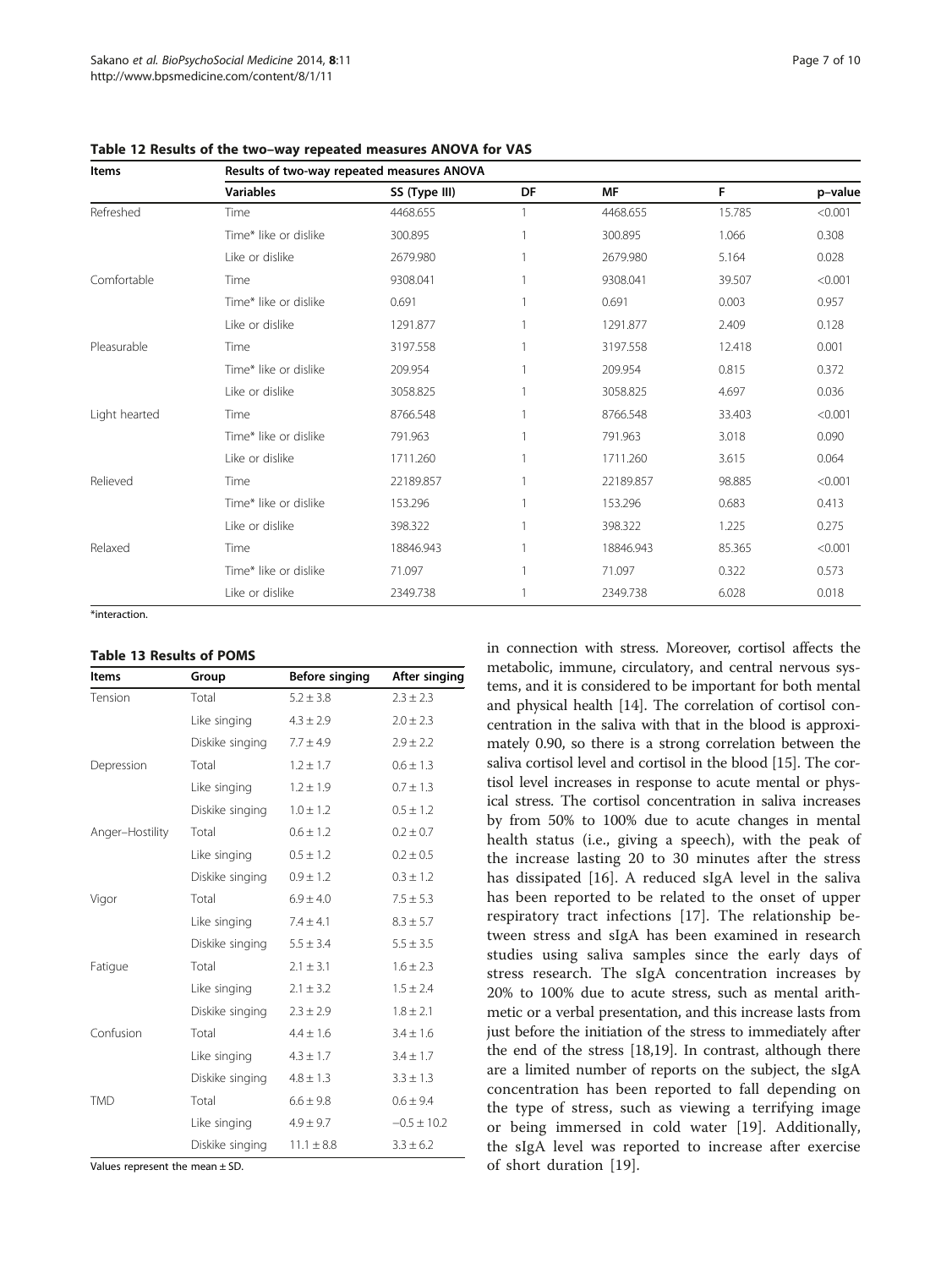**Table 12 Results of the two–way repeated measures ANOVA for VAS**

| Items | Results of two-way repeated measures ANOVA | | | | | |
|---|---|---|---|---|---|---|
| | Variables | SS (Type III) | DF | MF | F | p–value |
| Refreshed | Time | 4468.655 | 1 | 4468.655 | 15.785 | <0.001 |
| | Time* like or dislike | 300.895 | 1 | 300.895 | 1.066 | 0.308 |
| | Like or dislike | 2679.980 | 1 | 2679.980 | 5.164 | 0.028 |
| Comfortable | Time | 9308.041 | 1 | 9308.041 | 39.507 | <0.001 |
| | Time* like or dislike | 0.691 | 1 | 0.691 | 0.003 | 0.957 |
| | Like or dislike | 1291.877 | 1 | 1291.877 | 2.409 | 0.128 |
| Pleasurable | Time | 3197.558 | 1 | 3197.558 | 12.418 | 0.001 |
| | Time* like or dislike | 209.954 | 1 | 209.954 | 0.815 | 0.372 |
| | Like or dislike | 3058.825 | 1 | 3058.825 | 4.697 | 0.036 |
| Light hearted | Time | 8766.548 | 1 | 8766.548 | 33.403 | <0.001 |
| | Time* like or dislike | 791.963 | 1 | 791.963 | 3.018 | 0.090 |
| | Like or dislike | 1711.260 | 1 | 1711.260 | 3.615 | 0.064 |
| Relieved | Time | 22189.857 | 1 | 22189.857 | 98.885 | <0.001 |
| | Time* like or dislike | 153.296 | 1 | 153.296 | 0.683 | 0.413 |
| | Like or dislike | 398.322 | 1 | 398.322 | 1.225 | 0.275 |
| Relaxed | Time | 18846.943 | 1 | 18846.943 | 85.365 | <0.001 |
| | Time* like or dislike | 71.097 | 1 | 71.097 | 0.322 | 0.573 |
| | Like or dislike | 2349.738 | 1 | 2349.738 | 6.028 | 0.018 |

*interaction.

**Table 13 Results of POMS**

| Items | Group | Before singing | After singing |
|---|---|---|---|
| Tension | Total | 5.2 ± 3.8 | 2.3 ± 2.3 |
| | Like singing | 4.3 ± 2.9 | 2.0 ± 2.3 |
| | Diskike singing | 7.7 ± 4.9 | 2.9 ± 2.2 |
| Depression | Total | 1.2 ± 1.7 | 0.6 ± 1.3 |
| | Like singing | 1.2 ± 1.9 | 0.7 ± 1.3 |
| | Diskike singing | 1.0 ± 1.2 | 0.5 ± 1.2 |
| Anger–Hostility | Total | 0.6 ± 1.2 | 0.2 ± 0.7 |
| | Like singing | 0.5 ± 1.2 | 0.2 ± 0.5 |
| | Diskike singing | 0.9 ± 1.2 | 0.3 ± 1.2 |
| Vigor | Total | 6.9 ± 4.0 | 7.5 ± 5.3 |
| | Like singing | 7.4 ± 4.1 | 8.3 ± 5.7 |
| | Diskike singing | 5.5 ± 3.4 | 5.5 ± 3.5 |
| Fatigue | Total | 2.1 ± 3.1 | 1.6 ± 2.3 |
| | Like singing | 2.1 ± 3.2 | 1.5 ± 2.4 |
| | Diskike singing | 2.3 ± 2.9 | 1.8 ± 2.1 |
| Confusion | Total | 4.4 ± 1.6 | 3.4 ± 1.6 |
| | Like singing | 4.3 ± 1.7 | 3.4 ± 1.7 |
| | Diskike singing | 4.8 ± 1.3 | 3.3 ± 1.3 |
| TMD | Total | 6.6 ± 9.8 | 0.6 ± 9.4 |
| | Like singing | 4.9 ± 9.7 | −0.5 ± 10.2 |
| | Diskike singing | 11.1 ± 8.8 | 3.3 ± 6.2 |

Values represent the mean ± SD.

in connection with stress. Moreover, cortisol affects the metabolic, immune, circulatory, and central nervous systems, and it is considered to be important for both mental and physical health [14]. The correlation of cortisol concentration in the saliva with that in the blood is approximately 0.90, so there is a strong correlation between the saliva cortisol level and cortisol in the blood [15]. The cortisol level increases in response to acute mental or physical stress. The cortisol concentration in saliva increases by from 50% to 100% due to acute changes in mental health status (i.e., giving a speech), with the peak of the increase lasting 20 to 30 minutes after the stress has dissipated [16]. A reduced sIgA level in the saliva has been reported to be related to the onset of upper respiratory tract infections [17]. The relationship between stress and sIgA has been examined in research studies using saliva samples since the early days of stress research. The sIgA concentration increases by 20% to 100% due to acute stress, such as mental arithmetic or a verbal presentation, and this increase lasts from just before the initiation of the stress to immediately after the end of the stress [18,19]. In contrast, although there are a limited number of reports on the subject, the sIgA concentration has been reported to fall depending on the type of stress, such as viewing a terrifying image or being immersed in cold water [19]. Additionally, the sIgA level was reported to increase after exercise of short duration [19].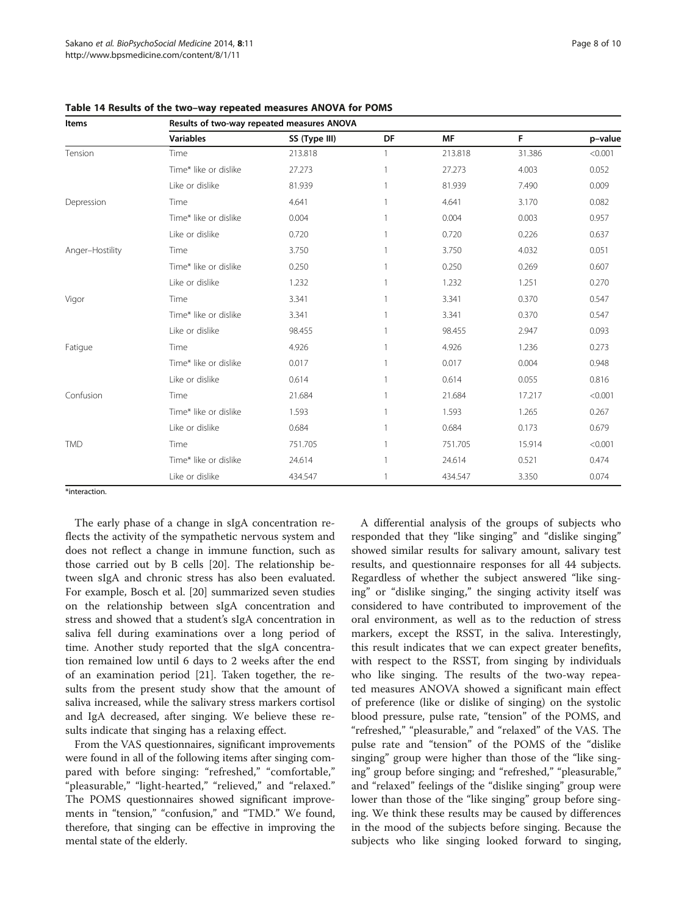**Table 14 Results of the two–way repeated measures ANOVA for POMS**

| Items | Results of two-way repeated measures ANOVA | | | | | |
|---|---|---|---|---|---|---|
| | Variables | SS (Type III) | DF | MF | F | p–value |
| Tension | Time | 213.818 | 1 | 213.818 | 31.386 | <0.001 |
| | Time* like or dislike | 27.273 | 1 | 27.273 | 4.003 | 0.052 |
| | Like or dislike | 81.939 | 1 | 81.939 | 7.490 | 0.009 |
| Depression | Time | 4.641 | 1 | 4.641 | 3.170 | 0.082 |
| | Time* like or dislike | 0.004 | 1 | 0.004 | 0.003 | 0.957 |
| | Like or dislike | 0.720 | 1 | 0.720 | 0.226 | 0.637 |
| Anger–Hostility | Time | 3.750 | 1 | 3.750 | 4.032 | 0.051 |
| | Time* like or dislike | 0.250 | 1 | 0.250 | 0.269 | 0.607 |
| | Like or dislike | 1.232 | 1 | 1.232 | 1.251 | 0.270 |
| Vigor | Time | 3.341 | 1 | 3.341 | 0.370 | 0.547 |
| | Time* like or dislike | 3.341 | 1 | 3.341 | 0.370 | 0.547 |
| | Like or dislike | 98.455 | 1 | 98.455 | 2.947 | 0.093 |
| Fatigue | Time | 4.926 | 1 | 4.926 | 1.236 | 0.273 |
| | Time* like or dislike | 0.017 | 1 | 0.017 | 0.004 | 0.948 |
| | Like or dislike | 0.614 | 1 | 0.614 | 0.055 | 0.816 |
| Confusion | Time | 21.684 | 1 | 21.684 | 17.217 | <0.001 |
| | Time* like or dislike | 1.593 | 1 | 1.593 | 1.265 | 0.267 |
| | Like or dislike | 0.684 | 1 | 0.684 | 0.173 | 0.679 |
| TMD | Time | 751.705 | 1 | 751.705 | 15.914 | <0.001 |
| | Time* like or dislike | 24.614 | 1 | 24.614 | 0.521 | 0.474 |
| | Like or dislike | 434.547 | 1 | 434.547 | 3.350 | 0.074 |

*interaction.

The early phase of a change in sIgA concentration reflects the activity of the sympathetic nervous system and does not reflect a change in immune function, such as those carried out by B cells [20]. The relationship between sIgA and chronic stress has also been evaluated. For example, Bosch et al. [20] summarized seven studies on the relationship between sIgA concentration and stress and showed that a student's sIgA concentration in saliva fell during examinations over a long period of time. Another study reported that the sIgA concentration remained low until 6 days to 2 weeks after the end of an examination period [21]. Taken together, the results from the present study show that the amount of saliva increased, while the salivary stress markers cortisol and IgA decreased, after singing. We believe these results indicate that singing has a relaxing effect.

From the VAS questionnaires, significant improvements were found in all of the following items after singing compared with before singing: "refreshed," "comfortable," "pleasurable," "light-hearted," "relieved," and "relaxed." The POMS questionnaires showed significant improvements in "tension," "confusion," and "TMD." We found, therefore, that singing can be effective in improving the mental state of the elderly.

A differential analysis of the groups of subjects who responded that they "like singing" and "dislike singing" showed similar results for salivary amount, salivary test results, and questionnaire responses for all 44 subjects. Regardless of whether the subject answered "like singing" or "dislike singing," the singing activity itself was considered to have contributed to improvement of the oral environment, as well as to the reduction of stress markers, except the RSST, in the saliva. Interestingly, this result indicates that we can expect greater benefits, with respect to the RSST, from singing by individuals who like singing. The results of the two-way repeated measures ANOVA showed a significant main effect of preference (like or dislike of singing) on the systolic blood pressure, pulse rate, "tension" of the POMS, and "refreshed," "pleasurable," and "relaxed" of the VAS. The pulse rate and "tension" of the POMS of the "dislike singing" group were higher than those of the "like singing" group before singing; and "refreshed," "pleasurable," and "relaxed" feelings of the "dislike singing" group were lower than those of the "like singing" group before singing. We think these results may be caused by differences in the mood of the subjects before singing. Because the subjects who like singing looked forward to singing,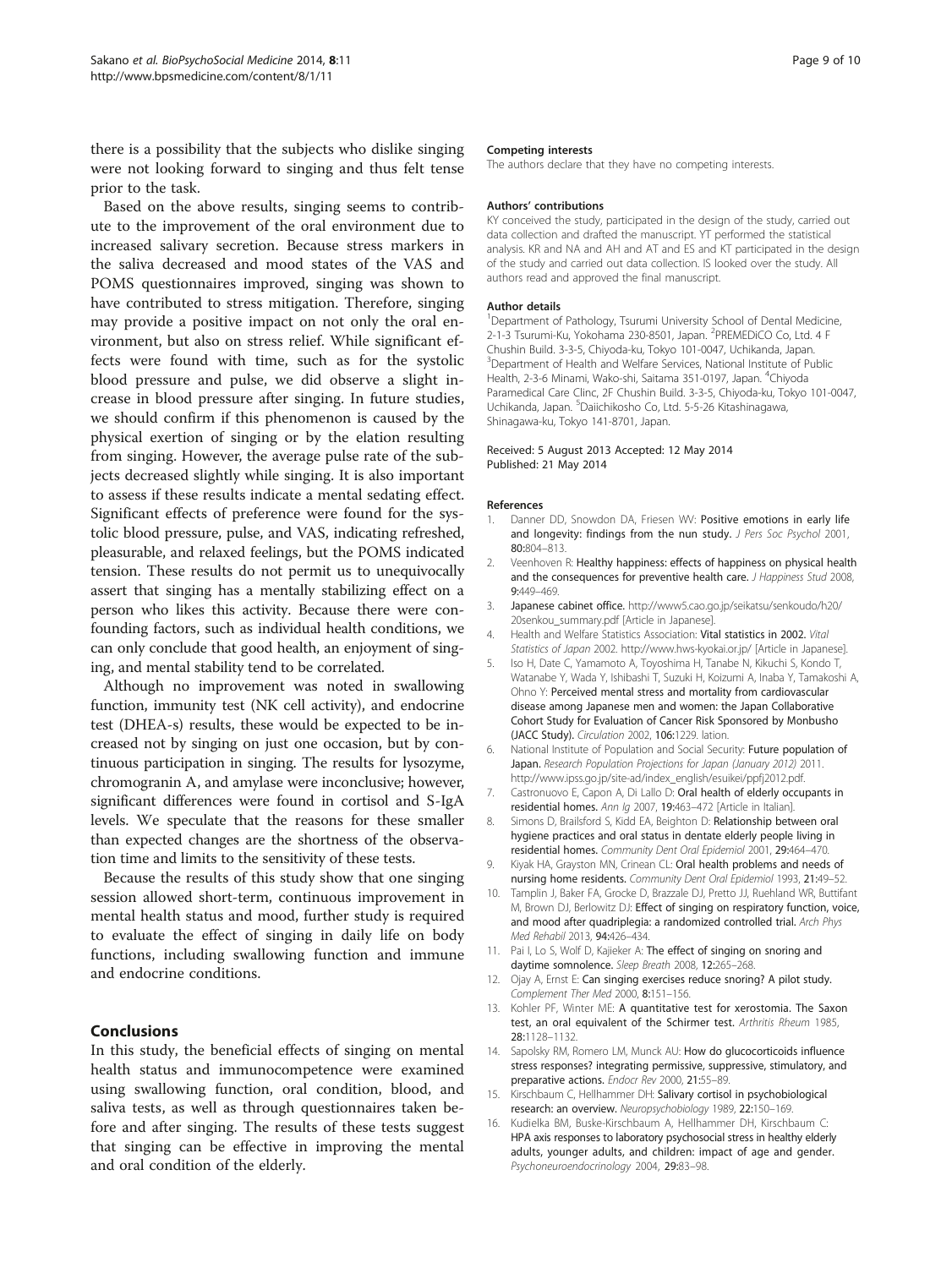there is a possibility that the subjects who dislike singing were not looking forward to singing and thus felt tense prior to the task.

Based on the above results, singing seems to contribute to the improvement of the oral environment due to increased salivary secretion. Because stress markers in the saliva decreased and mood states of the VAS and POMS questionnaires improved, singing was shown to have contributed to stress mitigation. Therefore, singing may provide a positive impact on not only the oral environment, but also on stress relief. While significant effects were found with time, such as for the systolic blood pressure and pulse, we did observe a slight increase in blood pressure after singing. In future studies, we should confirm if this phenomenon is caused by the physical exertion of singing or by the elation resulting from singing. However, the average pulse rate of the subjects decreased slightly while singing. It is also important to assess if these results indicate a mental sedating effect. Significant effects of preference were found for the systolic blood pressure, pulse, and VAS, indicating refreshed, pleasurable, and relaxed feelings, but the POMS indicated tension. These results do not permit us to unequivocally assert that singing has a mentally stabilizing effect on a person who likes this activity. Because there were confounding factors, such as individual health conditions, we can only conclude that good health, an enjoyment of singing, and mental stability tend to be correlated.

Although no improvement was noted in swallowing function, immunity test (NK cell activity), and endocrine test (DHEA-s) results, these would be expected to be increased not by singing on just one occasion, but by continuous participation in singing. The results for lysozyme, chromogranin A, and amylase were inconclusive; however, significant differences were found in cortisol and S-IgA levels. We speculate that the reasons for these smaller than expected changes are the shortness of the observation time and limits to the sensitivity of these tests.

Because the results of this study show that one singing session allowed short-term, continuous improvement in mental health status and mood, further study is required to evaluate the effect of singing in daily life on body functions, including swallowing function and immune and endocrine conditions.

## Conclusions

In this study, the beneficial effects of singing on mental health status and immunocompetence were examined using swallowing function, oral condition, blood, and saliva tests, as well as through questionnaires taken before and after singing. The results of these tests suggest that singing can be effective in improving the mental and oral condition of the elderly.

#### Competing interests

The authors declare that they have no competing interests.

#### Authors' contributions

KY conceived the study, participated in the design of the study, carried out data collection and drafted the manuscript. YT performed the statistical analysis. KR and NA and AH and AT and ES and KT participated in the design of the study and carried out data collection. IS looked over the study. All authors read and approved the final manuscript.

#### Author details

[1]Department of Pathology, Tsurumi University School of Dental Medicine, 2-1-3 Tsurumi-Ku, Yokohama 230-8501, Japan. [2]PREMEDiCO Co, Ltd. 4 F Chushin Build. 3-3-5, Chiyoda-ku, Tokyo 101-0047, Uchikanda, Japan. [3]Department of Health and Welfare Services, National Institute of Public Health, 2-3-6 Minami, Wako-shi, Saitama 351-0197, Japan. [4]Chiyoda Paramedical Care Clinc, 2F Chushin Build. 3-3-5, Chiyoda-ku, Tokyo 101-0047, Uchikanda, Japan. [5]Daiichikosho Co, Ltd. 5-5-26 Kitashinagawa, Shinagawa-ku, Tokyo 141-8701, Japan.

Received: 5 August 2013 Accepted: 12 May 2014
Published: 21 May 2014

#### References

1. Danner DD, Snowdon DA, Friesen WV: **Positive emotions in early life and longevity: findings from the nun study.** *J Pers Soc Psychol* 2001, **80:**804–813.
2. Veenhoven R: **Healthy happiness: effects of happiness on physical health and the consequences for preventive health care.** *J Happiness Stud* 2008, **9:**449–469.
3. **Japanese cabinet office.** http://www5.cao.go.jp/seikatsu/senkoudo/h20/20senkou_summary.pdf [Article in Japanese].
4. Health and Welfare Statistics Association: **Vital statistics in 2002.** *Vital Statistics of Japan* 2002. http://www.hws-kyokai.or.jp/ [Article in Japanese].
5. Iso H, Date C, Yamamoto A, Toyoshima H, Tanabe N, Kikuchi S, Kondo T, Watanabe Y, Wada Y, Ishibashi T, Suzuki H, Koizumi A, Inaba Y, Tamakoshi A, Ohno Y: **Perceived mental stress and mortality from cardiovascular disease among Japanese men and women: the Japan Collaborative Cohort Study for Evaluation of Cancer Risk Sponsored by Monbusho (JACC Study).** *Circulation* 2002, **106:**1229. lation.
6. National Institute of Population and Social Security: **Future population of Japan.** *Research Population Projections for Japan (January 2012)* 2011. http://www.ipss.go.jp/site-ad/index_english/esuikei/ppfj2012.pdf.
7. Castronuovo E, Capon A, Di Lallo D: **Oral health of elderly occupants in residential homes.** *Ann Ig* 2007, **19:**463–472 [Article in Italian].
8. Simons D, Brailsford S, Kidd EA, Beighton D: **Relationship between oral hygiene practices and oral status in dentate elderly people living in residential homes.** *Community Dent Oral Epidemiol* 2001, **29:**464–470.
9. Kiyak HA, Grayston MN, Crinean CL: **Oral health problems and needs of nursing home residents.** *Community Dent Oral Epidemiol* 1993, **21:**49–52.
10. Tamplin J, Baker FA, Grocke D, Brazzale DJ, Pretto JJ, Ruehland WR, Buttifant M, Brown DJ, Berlowitz DJ: **Effect of singing on respiratory function, voice, and mood after quadriplegia: a randomized controlled trial.** *Arch Phys Med Rehabil* 2013, **94:**426–434.
11. Pai I, Lo S, Wolf D, Kajieker A: **The effect of singing on snoring and daytime somnolence.** *Sleep Breath* 2008, **12:**265–268.
12. Ojay A, Ernst E: **Can singing exercises reduce snoring? A pilot study.** *Complement Ther Med* 2000, **8:**151–156.
13. Kohler PF, Winter ME: **A quantitative test for xerostomia. The Saxon test, an oral equivalent of the Schirmer test.** *Arthritis Rheum* 1985, **28:**1128–1132.
14. Sapolsky RM, Romero LM, Munck AU: **How do glucocorticoids influence stress responses? integrating permissive, suppressive, stimulatory, and preparative actions.** *Endocr Rev* 2000, **21:**55–89.
15. Kirschbaum C, Hellhammer DH: **Salivary cortisol in psychobiological research: an overview.** *Neuropsychobiology* 1989, **22:**150–169.
16. Kudielka BM, Buske-Kirschbaum A, Hellhammer DH, Kirschbaum C: **HPA axis responses to laboratory psychosocial stress in healthy elderly adults, younger adults, and children: impact of age and gender.** *Psychoneuroendocrinology* 2004, **29:**83–98.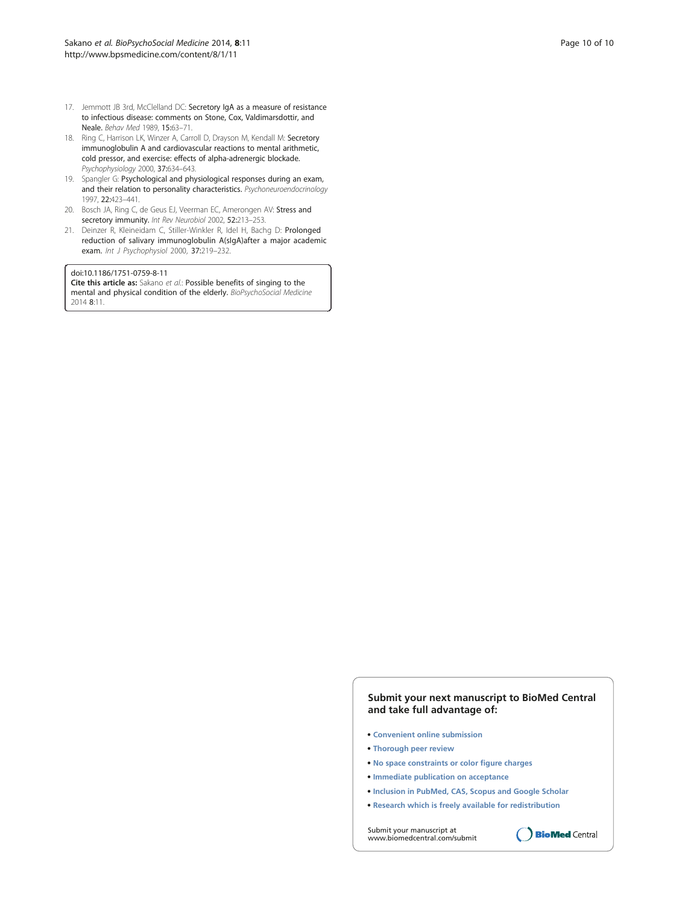17. Jemmott JB 3rd, McClelland DC: **Secretory IgA as a measure of resistance to infectious disease: comments on Stone, Cox, Valdimarsdottir, and Neale.** *Behav Med* 1989, **15:**63–71.
18. Ring C, Harrison LK, Winzer A, Carroll D, Drayson M, Kendall M: **Secretory immunoglobulin A and cardiovascular reactions to mental arithmetic, cold pressor, and exercise: effects of alpha-adrenergic blockade.** *Psychophysiology* 2000, **37:**634–643.
19. Spangler G: **Psychological and physiological responses during an exam, and their relation to personality characteristics.** *Psychoneuroendocrinology* 1997, **22:**423–441.
20. Bosch JA, Ring C, de Geus EJ, Veerman EC, Amerongen AV: **Stress and secretory immunity.** *Int Rev Neurobiol* 2002, **52:**213–253.
21. Deinzer R, Kleineidam C, Stiller-Winkler R, Idel H, Bachg D: **Prolonged reduction of salivary immunoglobulin A(sIgA)after a major academic exam.** *Int J Psychophysiol* 2000, **37:**219–232.

doi:10.1186/1751-0759-8-11
**Cite this article as:** Sakano *et al.*: Possible benefits of singing to the mental and physical condition of the elderly. *BioPsychoSocial Medicine* 2014 **8**:11.

**Submit your next manuscript to BioMed Central and take full advantage of:**

- **Convenient online submission**
- **Thorough peer review**
- **No space constraints or color figure charges**
- **Immediate publication on acceptance**
- **Inclusion in PubMed, CAS, Scopus and Google Scholar**
- **Research which is freely available for redistribution**

Submit your manuscript at
www.biomedcentral.com/submit